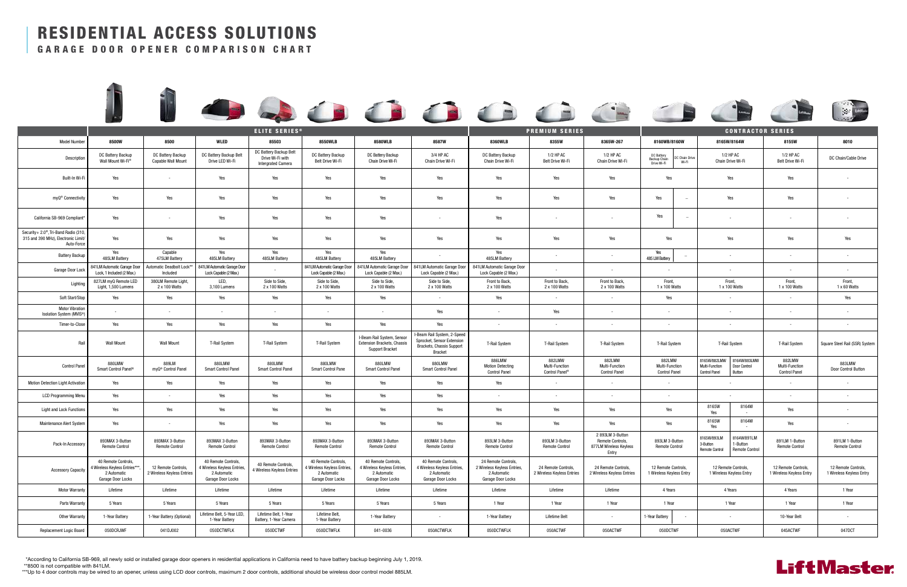// RESIDENTIAL ACCESS SOLUTIONS

## GARAGE DOOR OPENER COMPARISON CHART

| | ELITE SERIES® | | | | | | | PREMIUM SERIES | | | CONTRACTOR SERIES | | | |
|---|---|---|---|---|---|---|---|---|---|---|---|---|---|---|
| Model Number | 8500W | 8500 | WLED | 85503 | 8550WLB | 8580WLB | 8587W | 8360WLB | 8355W | 8365W-267 | 8160WB/8160W | 8165W/8164W | 8155W | 8010 |
| Description | DC Battery Backup Wall Mount Wi-Fi® | DC Battery Backup Capable Wall Mount | DC Battery Backup Belt Drive LED Wi-Fi | DC Battery Backup Belt Drive Wi-Fi with Intergrated Camera | DC Battery Backup Belt Drive Wi-Fi | DC Battery Backup Chain Drive Wi-Fi | 3/4 HP AC Chain Drive Wi-Fi | DC Battery Backup Chain Drive Wi-Fi | 1/2 HP AC Belt Drive Wi-Fi | 1/2 HP AC Chain Drive Wi-Fi | DC Battery Backup Chain Drive Wi-Fi / DC Chain Drive Wi-Fi | 1/2 HP AC Chain Drive Wi-Fi | 1/2 HP AC Belt Drive Wi-Fi | DC Chain/Cable Drive |
| Built-In Wi-Fi | Yes | - | Yes | Yes | Yes | Yes | Yes | Yes | Yes | Yes | Yes | Yes | Yes | - |
| myQ® Connectivity | Yes | Yes | Yes | Yes | Yes | Yes | Yes | Yes | Yes | Yes | Yes / – | Yes | Yes | - |
| California SB-969 Compliant* | Yes | - | Yes | Yes | Yes | Yes | - | Yes | - | - | Yes / – | - | - | - |
| Security+ 2.0®, Tri-Band Radio (310, 315 and 390 MHz), Electronic Limit/ Auto-Force | Yes | Yes | Yes | Yes | Yes | Yes | Yes | Yes | Yes | Yes | Yes | Yes | Yes | Yes |
| Battery Backup | Yes 485LM Battery | Capable 475LM Battery | Yes 485LM Battery | Yes 485LM Battery | Yes 485LM Battery | Yes 485LM Battery | - | Yes 485LM Battery | - | - | Yes 485 LM Battery / – | - | - | - |
| Garage Door Lock | 841LM Automatic Garage Door Lock, 1 Included (2 Max.) | Automatic Deadbolt Lock** Included | 841LM Automatic Garage Door Lock Capable (2 Max.) | - | 841LM Automatic Garage Door Lock Capable (2 Max.) | 841LM Automatic Garage Door Lock Capable (2 Max.) | 841LM Automatic Garage Door Lock Capable (2 Max.) | 841LM Automatic Garage Door Lock Capable (2 Max.) | - | - | - | - | - | - |
| Lighting | 827LM myQ Remote LED Light, 1,500 Lumens | 380LM Remote Light, 2 x 100 Watts | LED, 3,100 Lumens | Side to Side, 2 x 100 Watts | Side to Side, 2 x 100 Watts | Side to Side, 2 x 100 Watts | Side to Side, 2 x 100 Watts | Front to Back, 2 x 100 Watts | Front to Back, 2 x 100 Watts | Front to Back, 2 x 100 Watts | Front, 1 x 100 Watts | Front, 1 x 100 Watts | Front, 1 x 100 Watts | Front, 1 x 60 Watts |
| Soft Start/Stop | Yes | Yes | Yes | Yes | Yes | Yes | - | Yes | - | - | Yes | - | - | Yes |
| Motor Vibration Isolation System (MVIS®) | - | - | - | - | - | - | Yes | - | Yes | - | - | - | - | - |
| Timer-to-Close | Yes | Yes | Yes | Yes | Yes | Yes | Yes | - | - | - | - | - | - | - |
| Rail | Wall Mount | Wall Mount | T-Rail System | T-Rail System | T-Rail System | I-Beam Rail System, Sensor Extension Brackets, Chassis Support Bracket | I-Beam Rail System, 2-Speed Sprocket, Sensor Extension Brackets, Chassis Support Bracket | T-Rail System | T-Rail System | T-Rail System | T-Rail System | T-Rail System | T-Rail System | Square Steel Rail (SSR) System |
| Control Panel | 880LMW Smart Control Panel® | 889LM myQ® Control Panel | 880LMW Smart Control Panel | 880LMW Smart Control Panel | 880LMW Smart Control Pane | 880LMW Smart Control Panel | 880LMW Smart Control Panel | 886LMW Motion Detecting Control Panel | 882LMW Multi-Function Control Panel® | 882LMW Multi-Function Control Panel | 882LMW Multi-Function Control Panel | 8165W/882LMW Multi-Function Control Panel / 8164W/883LMW Door Control Button | 882LMW Multi-Function Control Panel | 883LMW Door Control Button |
| Motion Detection Light Activation | Yes | Yes | Yes | Yes | Yes | Yes | Yes | Yes | - | - | - | - | - | - |
| LCD Programming Menu | Yes | - | Yes | Yes | Yes | Yes | Yes | - | - | - | - | - | - | - |
| Light and Lock Functions | Yes | Yes | Yes | Yes | Yes | Yes | Yes | Yes | Yes | Yes | Yes | 8165W Yes / 8164W - | Yes | - |
| Maintenance Alert System | Yes | - | Yes | Yes | Yes | Yes | Yes | Yes | Yes | Yes | Yes | 8165W Yes / 8164W - | Yes | - |
| Pack-In Accessory | 893MAX 3-Button Remote Control | 893MAX 3-Button Remote Control | 893MAX 3-Button Remote Control | 893MAX 3-Button Remote Control | 893MAX 3-Button Remote Control | 893MAX 3-Button Remote Control | 893MAX 3-Button Remote Control | 893LM 3-Button Remote Control | 893LM 3-Button Remote Control | 2 893LM 3-Button Remote Controls, 877LM Wireless Keyless Entry | 893LM 3-Button Remote Control | 8165W/893LM 3-Button Remote Control / 8164W/891LM 1-Button Remote Control | 891LM 1-Button Remote Control | 891LM 1-Button Remote Control |
| Accessory Capacity | 40 Remote Controls, 4 Wireless Keyless Entries***, 2 Automatic Garage Door Locks | 12 Remote Controls, 2 Wireless Keyless Entries | 40 Remote Controls, 4 Wireless Keyless Entries, 2 Automatic Garage Door Locks | 40 Remote Controls, 4 Wireless Keyless Entries | 40 Remote Controls, 4 Wireless Keyless Entries, 2 Automatic Garage Door Locks | 40 Remote Controls, 4 Wireless Keyless Entries, 2 Automatic Garage Door Locks | 40 Remote Controls, 4 Wireless Keyless Entries, 2 Automatic Garage Door Locks | 24 Remote Controls, 2 Wireless Keyless Entries, 2 Automatic Garage Door Locks | 24 Remote Controls, 2 Wireless Keyless Entries | 24 Remote Controls, 2 Wireless Keyless Entries | 12 Remote Controls, 1 Wireless Keyless Entry | 12 Remote Controls, 1 Wireless Keyless Entry | 12 Remote Controls, 1 Wireless Keyless Entry | 12 Remote Controls, 1 Wireless Keyless Entry |
| Motor Warranty | Lifetime | Lifetime | Lifetime | Lifetime | Lifetime | Lifetime | Lifetime | Lifetime | Lifetime | Lifetime | 4 Years | 4 Years | 4 Years | 1 Year |
| Parts Warranty | 5 Years | 5 Years | 5 Years | 5 Years | 5 Years | 5 Years | 5 Years | 1 Year | 1 Year | 1 Year | 1 Year | 1 Year | 1 Year | 1 Year |
| Other Warranty | 1-Year Battery | 1-Year Battery (Optional) | Lifetime Belt, 5-Year LED, 1-Year Battery | Lifetime Belt, 1-Year Battery, 1-Year Camera | Lifetime Belt, 1-Year Battery | 1-Year Battery | - | 1-Year Battery | Lifetime Belt | - | 1-Year Battery / - | - | 10-Year Belt | - |
| Replacement Logic Board | 050DCRJWF | 041DJ002 | 050DCTWFLK | 050DCTWF | 050DCTWFLK | 041-0036 | 050ACTWFLK | 050DCTWFLK | 050ACTWF | 050ACTWF | 050DCTWF | 050ACTWF | 045ACTWF | 047DCT |

*According to California SB-969, all newly sold or installed garage door openers in residential applications in California need to have battery backup beginning July 1, 2019.

**8500 is not compatible with 841LM.

***Up to 4 door controls may be wired to an opener, unless using LCD door controls, maximum 2 door controls, additional should be wireless door control model 885LM.

LiftMaster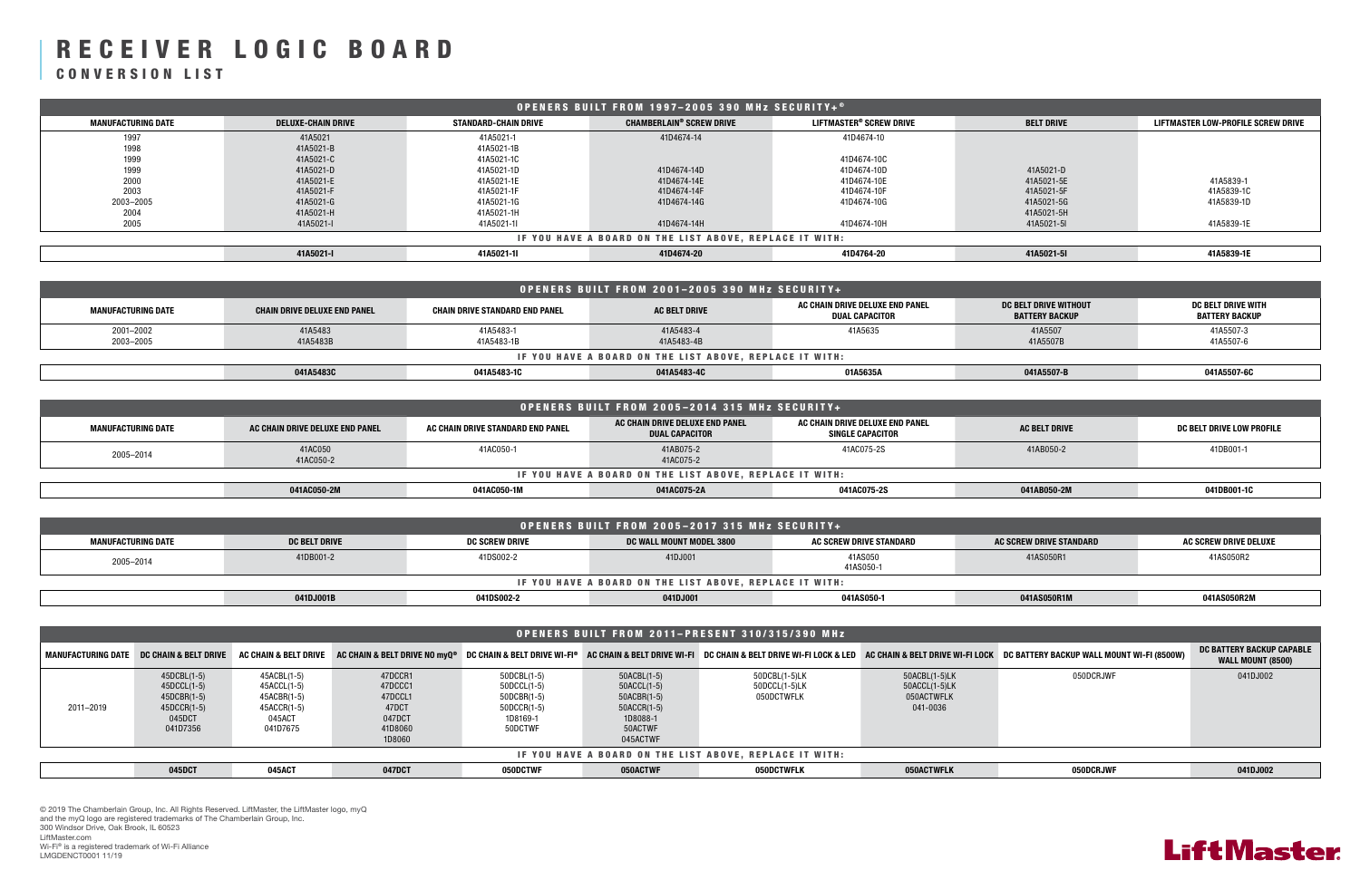# RECEIVER LOGIC BOARD

## CONVERSION LIST

| OPENERS BUILT FROM 1997–2005 390 MHz SECURITY+® | | | | | | |
|---|---|---|---|---|---|---|
| MANUFACTURING DATE | DELUXE-CHAIN DRIVE | STANDARD-CHAIN DRIVE | CHAMBERLAIN® SCREW DRIVE | LIFTMASTER® SCREW DRIVE | BELT DRIVE | LIFTMASTER LOW-PROFILE SCREW DRIVE |
| 1997 | 41A5021 | 41A5021-1 | 41D4674-14 | 41D4674-10 | | |
| 1998 | 41A5021-B | 41A5021-1B | | | | |
| 1999 | 41A5021-C | 41A5021-1C | | 41D4674-10C | | |
| 1999 | 41A5021-D | 41A5021-1D | 41D4674-14D | 41D4674-10D | 41A5021-D | |
| 2000 | 41A5021-E | 41A5021-1E | 41D4674-14E | 41D4674-10E | 41A5021-5E | 41A5839-1 |
| 2003 | 41A5021-F | 41A5021-1F | 41D4674-14F | 41D4674-10F | 41A5021-5F | 41A5839-1C |
| 2003–2005 | 41A5021-G | 41A5021-1G | 41D4674-14G | 41D4674-10G | 41A5021-5G | 41A5839-1D |
| 2004 | 41A5021-H | 41A5021-1H | | | 41A5021-5H | |
| 2005 | 41A5021-I | 41A5021-1I | 41D4674-14H | 41D4674-10H | 41A5021-5I | 41A5839-1E |
| IF YOU HAVE A BOARD ON THE LIST ABOVE, REPLACE IT WITH: | | | | | | |
| | 41A5021-I | 41A5021-1I | 41D4674-20 | 41D4764-20 | 41A5021-5I | 41A5839-1E |

| OPENERS BUILT FROM 2001–2005 390 MHz SECURITY+ | | | | | | |
|---|---|---|---|---|---|---|
| MANUFACTURING DATE | CHAIN DRIVE DELUXE END PANEL | CHAIN DRIVE STANDARD END PANEL | AC BELT DRIVE | AC CHAIN DRIVE DELUXE END PANEL DUAL CAPACITOR | DC BELT DRIVE WITHOUT BATTERY BACKUP | DC BELT DRIVE WITH BATTERY BACKUP |
| 2001–2002 | 41A5483 | 41A5483-1 | 41A5483-4 | 41A5635 | 41A5507 | 41A5507-3 |
| 2003–2005 | 41A5483B | 41A5483-1B | 41A5483-4B | | 41A5507B | 41A5507-6 |
| IF YOU HAVE A BOARD ON THE LIST ABOVE, REPLACE IT WITH: | | | | | | |
| | 041A5483C | 041A5483-1C | 041A5483-4C | 01A5635A | 041A5507-B | 041A5507-6C |

| OPENERS BUILT FROM 2005–2014 315 MHz SECURITY+ | | | | | | |
|---|---|---|---|---|---|---|
| MANUFACTURING DATE | AC CHAIN DRIVE DELUXE END PANEL | AC CHAIN DRIVE STANDARD END PANEL | AC CHAIN DRIVE DELUXE END PANEL DUAL CAPACITOR | AC CHAIN DRIVE DELUXE END PANEL SINGLE CAPACITOR | AC BELT DRIVE | DC BELT DRIVE LOW PROFILE |
| 2005–2014 | 41AC050<br>41AC050-2 | 41AC050-1 | 41AB075-2<br>41AC075-2 | 41AC075-2S | 41AB050-2 | 41DB001-1 |
| IF YOU HAVE A BOARD ON THE LIST ABOVE, REPLACE IT WITH: | | | | | | |
| | 041AC050-2M | 041AC050-1M | 041AC075-2A | 041AC075-2S | 041AB050-2M | 041DB001-1C |

| OPENERS BUILT FROM 2005–2017 315 MHz SECURITY+ | | | | | | |
|---|---|---|---|---|---|---|
| MANUFACTURING DATE | DC BELT DRIVE | DC SCREW DRIVE | DC WALL MOUNT MODEL 3800 | AC SCREW DRIVE STANDARD | AC SCREW DRIVE STANDARD | AC SCREW DRIVE DELUXE |
| 2005–2014 | 41DB001-2 | 41DS002-2 | 41DJ001 | 41AS050<br>41AS050-1 | 41AS050R1 | 41AS050R2 |
| IF YOU HAVE A BOARD ON THE LIST ABOVE, REPLACE IT WITH: | | | | | | |
| | 041DJ001B | 041DS002-2 | 041DJ001 | 041AS050-1 | 041AS050R1M | 041AS050R2M |

| OPENERS BUILT FROM 2011–PRESENT 310/315/390 MHz | | | | | | | | | |
|---|---|---|---|---|---|---|---|---|---|
| MANUFACTURING DATE | DC CHAIN & BELT DRIVE | AC CHAIN & BELT DRIVE | AC CHAIN & BELT DRIVE NO myQ® | DC CHAIN & BELT DRIVE WI-FI® | AC CHAIN & BELT DRIVE WI-FI | DC CHAIN & BELT DRIVE WI-FI LOCK & LED | AC CHAIN & BELT DRIVE WI-FI LOCK | DC BATTERY BACKUP WALL MOUNT WI-FI (8500W) | DC BATTERY BACKUP CAPABLE WALL MOUNT (8500) |
| 2011–2019 | 45DCBL(1-5)<br>45DCCL(1-5)<br>45DCBR(1-5)<br>45DCCR(1-5)<br>045DCT<br>041D7356 | 45ACBL(1-5)<br>45ACCL(1-5)<br>45ACBR(1-5)<br>45ACCR(1-5)<br>045ACT<br>041D7675 | 47DCCR1<br>47DCCC1<br>47DCCL1<br>47DCT<br>047DCT<br>41D8060<br>1D8060 | 50DCBL(1-5)<br>50DCCL(1-5)<br>50DCBR(1-5)<br>50DCCR(1-5)<br>1D8169-1<br>50DCTWF | 50ACBL(1-5)<br>50ACCL(1-5)<br>50ACBR(1-5)<br>50ACCR(1-5)<br>1D8088-1<br>50ACTWF<br>045ACTWF | 50DCBL(1-5)LK<br>50DCCL(1-5)LK<br>050DCTWFLK | 50ACBL(1-5)LK<br>50ACCL(1-5)LK<br>050ACTWFLK<br>041-0036 | 050DCRJWF | 041DJ002 |
| IF YOU HAVE A BOARD ON THE LIST ABOVE, REPLACE IT WITH: | | | | | | | | | |
| | 045DCT | 045ACT | 047DCT | 050DCTWF | 050ACTWF | 050DCTWFLK | 050ACTWFLK | 050DCRJWF | 041DJ002 |

© 2019 The Chamberlain Group, Inc. All Rights Reserved. LiftMaster, the LiftMaster logo, myQ and the myQ logo are registered trademarks of The Chamberlain Group, Inc.
300 Windsor Drive, Oak Brook, IL 60523
LiftMaster.com
Wi-Fi® is a registered trademark of Wi-Fi Alliance
LMGDENCT0001 11/19

LiftMaster